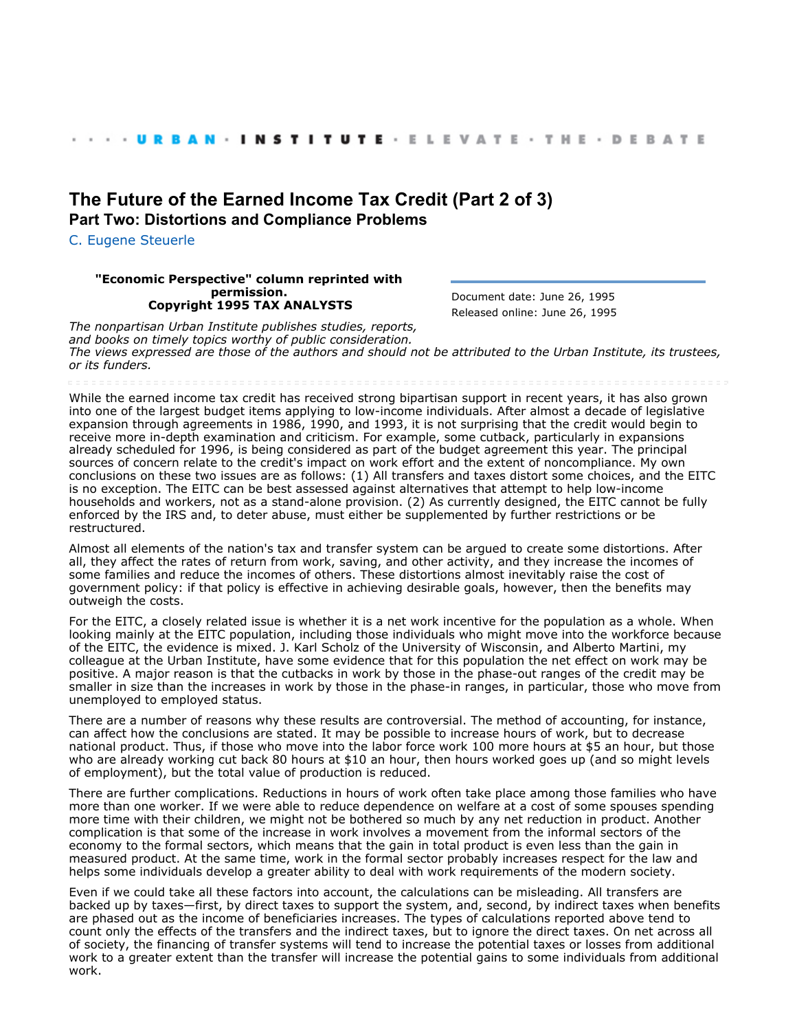URBAN · INSTITUTE · ELEVATE · THE · DEBATE

# The Future of the Earned Income Tax Credit (Part 2 of 3)

## Part Two: Distortions and Compliance Problems

C. Eugene Steuerle

**"Economic Perspective" column reprinted with permission.**
**Copyright 1995 TAX ANALYSTS**

Document date: June 26, 1995
Released online: June 26, 1995

*The nonpartisan Urban Institute publishes studies, reports, and books on timely topics worthy of public consideration. The views expressed are those of the authors and should not be attributed to the Urban Institute, its trustees, or its funders.*

While the earned income tax credit has received strong bipartisan support in recent years, it has also grown into one of the largest budget items applying to low-income individuals. After almost a decade of legislative expansion through agreements in 1986, 1990, and 1993, it is not surprising that the credit would begin to receive more in-depth examination and criticism. For example, some cutback, particularly in expansions already scheduled for 1996, is being considered as part of the budget agreement this year. The principal sources of concern relate to the credit's impact on work effort and the extent of noncompliance. My own conclusions on these two issues are as follows: (1) All transfers and taxes distort some choices, and the EITC is no exception. The EITC can be best assessed against alternatives that attempt to help low-income households and workers, not as a stand-alone provision. (2) As currently designed, the EITC cannot be fully enforced by the IRS and, to deter abuse, must either be supplemented by further restrictions or be restructured.

Almost all elements of the nation's tax and transfer system can be argued to create some distortions. After all, they affect the rates of return from work, saving, and other activity, and they increase the incomes of some families and reduce the incomes of others. These distortions almost inevitably raise the cost of government policy: if that policy is effective in achieving desirable goals, however, then the benefits may outweigh the costs.

For the EITC, a closely related issue is whether it is a net work incentive for the population as a whole. When looking mainly at the EITC population, including those individuals who might move into the workforce because of the EITC, the evidence is mixed. J. Karl Scholz of the University of Wisconsin, and Alberto Martini, my colleague at the Urban Institute, have some evidence that for this population the net effect on work may be positive. A major reason is that the cutbacks in work by those in the phase-out ranges of the credit may be smaller in size than the increases in work by those in the phase-in ranges, in particular, those who move from unemployed to employed status.

There are a number of reasons why these results are controversial. The method of accounting, for instance, can affect how the conclusions are stated. It may be possible to increase hours of work, but to decrease national product. Thus, if those who move into the labor force work 100 more hours at $5 an hour, but those who are already working cut back 80 hours at $10 an hour, then hours worked goes up (and so might levels of employment), but the total value of production is reduced.

There are further complications. Reductions in hours of work often take place among those families who have more than one worker. If we were able to reduce dependence on welfare at a cost of some spouses spending more time with their children, we might not be bothered so much by any net reduction in product. Another complication is that some of the increase in work involves a movement from the informal sectors of the economy to the formal sectors, which means that the gain in total product is even less than the gain in measured product. At the same time, work in the formal sector probably increases respect for the law and helps some individuals develop a greater ability to deal with work requirements of the modern society.

Even if we could take all these factors into account, the calculations can be misleading. All transfers are backed up by taxes—first, by direct taxes to support the system, and, second, by indirect taxes when benefits are phased out as the income of beneficiaries increases. The types of calculations reported above tend to count only the effects of the transfers and the indirect taxes, but to ignore the direct taxes. On net across all of society, the financing of transfer systems will tend to increase the potential taxes or losses from additional work to a greater extent than the transfer will increase the potential gains to some individuals from additional work.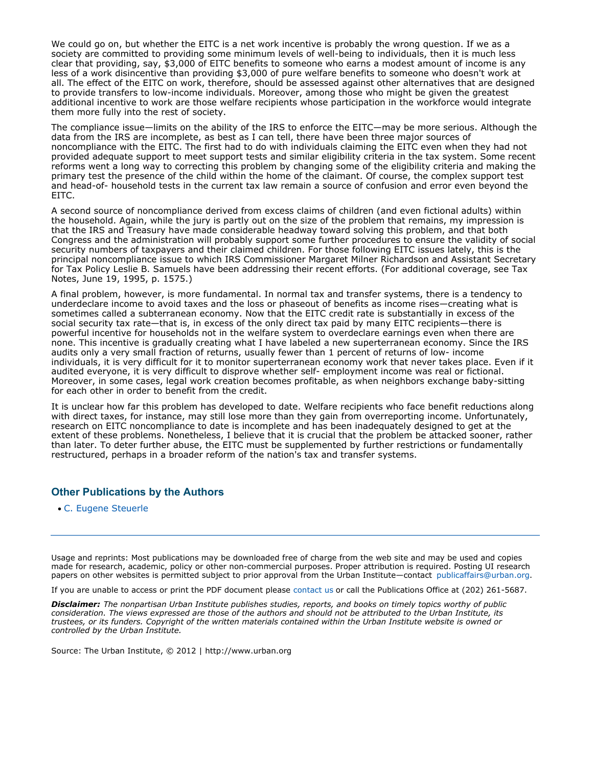We could go on, but whether the EITC is a net work incentive is probably the wrong question. If we as a society are committed to providing some minimum levels of well-being to individuals, then it is much less clear that providing, say, $3,000 of EITC benefits to someone who earns a modest amount of income is any less of a work disincentive than providing $3,000 of pure welfare benefits to someone who doesn't work at all. The effect of the EITC on work, therefore, should be assessed against other alternatives that are designed to provide transfers to low-income individuals. Moreover, among those who might be given the greatest additional incentive to work are those welfare recipients whose participation in the workforce would integrate them more fully into the rest of society.

The compliance issue—limits on the ability of the IRS to enforce the EITC—may be more serious. Although the data from the IRS are incomplete, as best as I can tell, there have been three major sources of noncompliance with the EITC. The first had to do with individuals claiming the EITC even when they had not provided adequate support to meet support tests and similar eligibility criteria in the tax system. Some recent reforms went a long way to correcting this problem by changing some of the eligibility criteria and making the primary test the presence of the child within the home of the claimant. Of course, the complex support test and head-of- household tests in the current tax law remain a source of confusion and error even beyond the EITC.

A second source of noncompliance derived from excess claims of children (and even fictional adults) within the household. Again, while the jury is partly out on the size of the problem that remains, my impression is that the IRS and Treasury have made considerable headway toward solving this problem, and that both Congress and the administration will probably support some further procedures to ensure the validity of social security numbers of taxpayers and their claimed children. For those following EITC issues lately, this is the principal noncompliance issue to which IRS Commissioner Margaret Milner Richardson and Assistant Secretary for Tax Policy Leslie B. Samuels have been addressing their recent efforts. (For additional coverage, see Tax Notes, June 19, 1995, p. 1575.)

A final problem, however, is more fundamental. In normal tax and transfer systems, there is a tendency to underdeclare income to avoid taxes and the loss or phaseout of benefits as income rises—creating what is sometimes called a subterranean economy. Now that the EITC credit rate is substantially in excess of the social security tax rate—that is, in excess of the only direct tax paid by many EITC recipients—there is powerful incentive for households not in the welfare system to overdeclare earnings even when there are none. This incentive is gradually creating what I have labeled a new superterranean economy. Since the IRS audits only a very small fraction of returns, usually fewer than 1 percent of returns of low- income individuals, it is very difficult for it to monitor superterranean economy work that never takes place. Even if it audited everyone, it is very difficult to disprove whether self- employment income was real or fictional. Moreover, in some cases, legal work creation becomes profitable, as when neighbors exchange baby-sitting for each other in order to benefit from the credit.

It is unclear how far this problem has developed to date. Welfare recipients who face benefit reductions along with direct taxes, for instance, may still lose more than they gain from overreporting income. Unfortunately, research on EITC noncompliance to date is incomplete and has been inadequately designed to get at the extent of these problems. Nonetheless, I believe that it is crucial that the problem be attacked sooner, rather than later. To deter further abuse, the EITC must be supplemented by further restrictions or fundamentally restructured, perhaps in a broader reform of the nation's tax and transfer systems.

## Other Publications by the Authors

- C. Eugene Steuerle

---

Usage and reprints: Most publications may be downloaded free of charge from the web site and may be used and copies made for research, academic, policy or other non-commercial purposes. Proper attribution is required. Posting UI research papers on other websites is permitted subject to prior approval from the Urban Institute—contact publicaffairs@urban.org.

If you are unable to access or print the PDF document please contact us or call the Publications Office at (202) 261-5687.

***Disclaimer:*** *The nonpartisan Urban Institute publishes studies, reports, and books on timely topics worthy of public consideration. The views expressed are those of the authors and should not be attributed to the Urban Institute, its trustees, or its funders. Copyright of the written materials contained within the Urban Institute website is owned or controlled by the Urban Institute.*

Source: The Urban Institute, © 2012 | http://www.urban.org